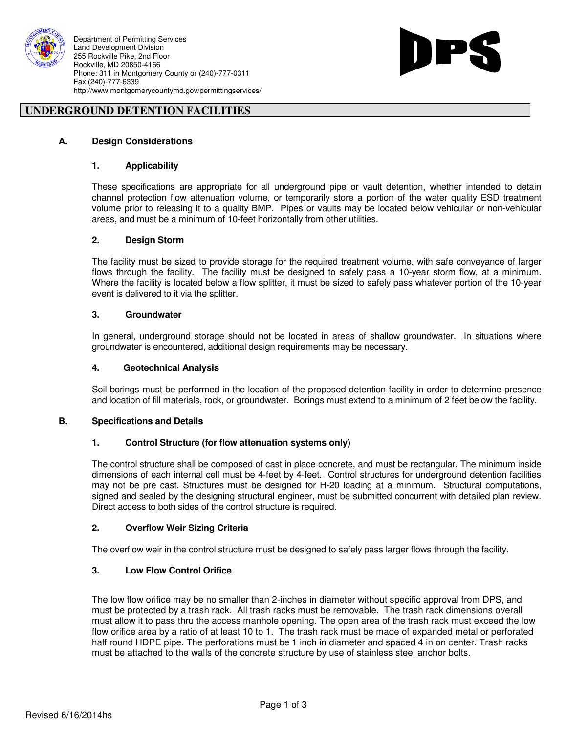Department of Permitting Services
Land Development Division
255 Rockville Pike, 2nd Floor
Rockville, MD 20850-4166
Phone: 311 in Montgomery County or (240)-777-0311
Fax (240)-777-6339
http://www.montgomerycountymd.gov/permittingservices/

DPS

# UNDERGROUND DETENTION FACILITIES

## A. Design Considerations

### 1. Applicability

These specifications are appropriate for all underground pipe or vault detention, whether intended to detain channel protection flow attenuation volume, or temporarily store a portion of the water quality ESD treatment volume prior to releasing it to a quality BMP. Pipes or vaults may be located below vehicular or non-vehicular areas, and must be a minimum of 10-feet horizontally from other utilities.

### 2. Design Storm

The facility must be sized to provide storage for the required treatment volume, with safe conveyance of larger flows through the facility. The facility must be designed to safely pass a 10-year storm flow, at a minimum. Where the facility is located below a flow splitter, it must be sized to safely pass whatever portion of the 10-year event is delivered to it via the splitter.

### 3. Groundwater

In general, underground storage should not be located in areas of shallow groundwater. In situations where groundwater is encountered, additional design requirements may be necessary.

### 4. Geotechnical Analysis

Soil borings must be performed in the location of the proposed detention facility in order to determine presence and location of fill materials, rock, or groundwater. Borings must extend to a minimum of 2 feet below the facility.

## B. Specifications and Details

### 1. Control Structure (for flow attenuation systems only)

The control structure shall be composed of cast in place concrete, and must be rectangular. The minimum inside dimensions of each internal cell must be 4-feet by 4-feet. Control structures for underground detention facilities may not be pre cast. Structures must be designed for H-20 loading at a minimum. Structural computations, signed and sealed by the designing structural engineer, must be submitted concurrent with detailed plan review. Direct access to both sides of the control structure is required.

### 2. Overflow Weir Sizing Criteria

The overflow weir in the control structure must be designed to safely pass larger flows through the facility.

### 3. Low Flow Control Orifice

The low flow orifice may be no smaller than 2-inches in diameter without specific approval from DPS, and must be protected by a trash rack. All trash racks must be removable. The trash rack dimensions overall must allow it to pass thru the access manhole opening. The open area of the trash rack must exceed the low flow orifice area by a ratio of at least 10 to 1. The trash rack must be made of expanded metal or perforated half round HDPE pipe. The perforations must be 1 inch in diameter and spaced 4 in on center. Trash racks must be attached to the walls of the concrete structure by use of stainless steel anchor bolts.

Revised 6/16/2014hs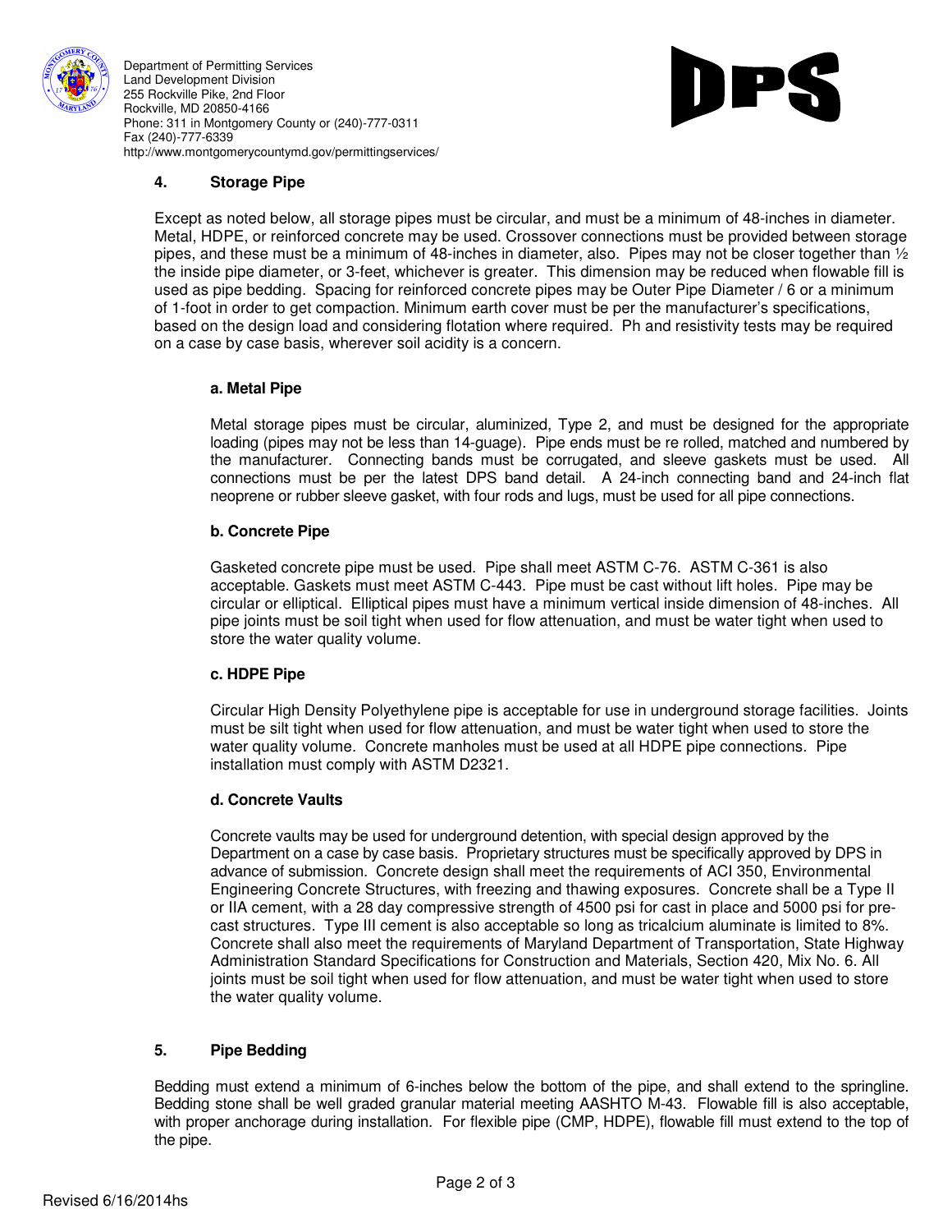Department of Permitting Services
Land Development Division
255 Rockville Pike, 2nd Floor
Rockville, MD 20850-4166
Phone: 311 in Montgomery County or (240)-777-0311
Fax (240)-777-6339
http://www.montgomerycountymd.gov/permittingservices/

## 4. Storage Pipe

Except as noted below, all storage pipes must be circular, and must be a minimum of 48-inches in diameter. Metal, HDPE, or reinforced concrete may be used. Crossover connections must be provided between storage pipes, and these must be a minimum of 48-inches in diameter, also. Pipes may not be closer together than ½ the inside pipe diameter, or 3-feet, whichever is greater. This dimension may be reduced when flowable fill is used as pipe bedding. Spacing for reinforced concrete pipes may be Outer Pipe Diameter / 6 or a minimum of 1-foot in order to get compaction. Minimum earth cover must be per the manufacturer's specifications, based on the design load and considering flotation where required. Ph and resistivity tests may be required on a case by case basis, wherever soil acidity is a concern.

### a. Metal Pipe

Metal storage pipes must be circular, aluminized, Type 2, and must be designed for the appropriate loading (pipes may not be less than 14-guage). Pipe ends must be re rolled, matched and numbered by the manufacturer. Connecting bands must be corrugated, and sleeve gaskets must be used. All connections must be per the latest DPS band detail. A 24-inch connecting band and 24-inch flat neoprene or rubber sleeve gasket, with four rods and lugs, must be used for all pipe connections.

### b. Concrete Pipe

Gasketed concrete pipe must be used. Pipe shall meet ASTM C-76. ASTM C-361 is also acceptable. Gaskets must meet ASTM C-443. Pipe must be cast without lift holes. Pipe may be circular or elliptical. Elliptical pipes must have a minimum vertical inside dimension of 48-inches. All pipe joints must be soil tight when used for flow attenuation, and must be water tight when used to store the water quality volume.

### c. HDPE Pipe

Circular High Density Polyethylene pipe is acceptable for use in underground storage facilities. Joints must be silt tight when used for flow attenuation, and must be water tight when used to store the water quality volume. Concrete manholes must be used at all HDPE pipe connections. Pipe installation must comply with ASTM D2321.

### d. Concrete Vaults

Concrete vaults may be used for underground detention, with special design approved by the Department on a case by case basis. Proprietary structures must be specifically approved by DPS in advance of submission. Concrete design shall meet the requirements of ACI 350, Environmental Engineering Concrete Structures, with freezing and thawing exposures. Concrete shall be a Type II or IIA cement, with a 28 day compressive strength of 4500 psi for cast in place and 5000 psi for pre-cast structures. Type III cement is also acceptable so long as tricalcium aluminate is limited to 8%. Concrete shall also meet the requirements of Maryland Department of Transportation, State Highway Administration Standard Specifications for Construction and Materials, Section 420, Mix No. 6. All joints must be soil tight when used for flow attenuation, and must be water tight when used to store the water quality volume.

## 5. Pipe Bedding

Bedding must extend a minimum of 6-inches below the bottom of the pipe, and shall extend to the springline. Bedding stone shall be well graded granular material meeting AASHTO M-43. Flowable fill is also acceptable, with proper anchorage during installation. For flexible pipe (CMP, HDPE), flowable fill must extend to the top of the pipe.

Revised 6/16/2014hs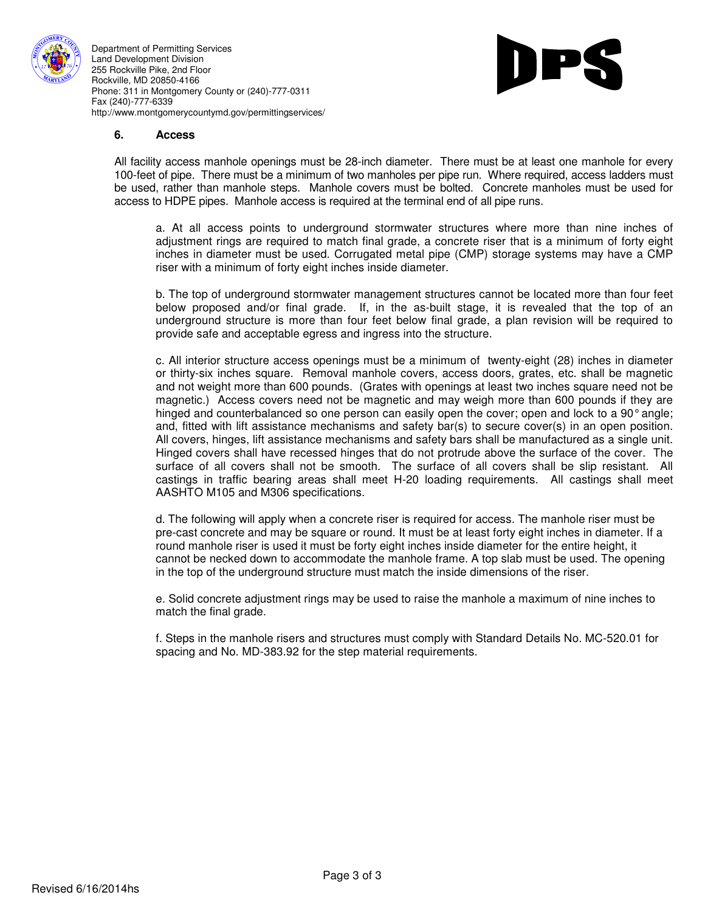Department of Permitting Services
Land Development Division
255 Rockville Pike, 2nd Floor
Rockville, MD 20850-4166
Phone: 311 in Montgomery County or (240)-777-0311
Fax (240)-777-6339
http://www.montgomerycountymd.gov/permittingservices/

DPS

## 6. Access

All facility access manhole openings must be 28-inch diameter. There must be at least one manhole for every 100-feet of pipe. There must be a minimum of two manholes per pipe run. Where required, access ladders must be used, rather than manhole steps. Manhole covers must be bolted. Concrete manholes must be used for access to HDPE pipes. Manhole access is required at the terminal end of all pipe runs.

a. At all access points to underground stormwater structures where more than nine inches of adjustment rings are required to match final grade, a concrete riser that is a minimum of forty eight inches in diameter must be used. Corrugated metal pipe (CMP) storage systems may have a CMP riser with a minimum of forty eight inches inside diameter.

b. The top of underground stormwater management structures cannot be located more than four feet below proposed and/or final grade. If, in the as-built stage, it is revealed that the top of an underground structure is more than four feet below final grade, a plan revision will be required to provide safe and acceptable egress and ingress into the structure.

c. All interior structure access openings must be a minimum of twenty-eight (28) inches in diameter or thirty-six inches square. Removal manhole covers, access doors, grates, etc. shall be magnetic and not weight more than 600 pounds. (Grates with openings at least two inches square need not be magnetic.) Access covers need not be magnetic and may weigh more than 600 pounds if they are hinged and counterbalanced so one person can easily open the cover; open and lock to a 90° angle; and, fitted with lift assistance mechanisms and safety bar(s) to secure cover(s) in an open position. All covers, hinges, lift assistance mechanisms and safety bars shall be manufactured as a single unit. Hinged covers shall have recessed hinges that do not protrude above the surface of the cover. The surface of all covers shall not be smooth. The surface of all covers shall be slip resistant. All castings in traffic bearing areas shall meet H-20 loading requirements. All castings shall meet AASHTO M105 and M306 specifications.

d. The following will apply when a concrete riser is required for access. The manhole riser must be pre-cast concrete and may be square or round. It must be at least forty eight inches in diameter. If a round manhole riser is used it must be forty eight inches inside diameter for the entire height, it cannot be necked down to accommodate the manhole frame. A top slab must be used. The opening in the top of the underground structure must match the inside dimensions of the riser.

e. Solid concrete adjustment rings may be used to raise the manhole a maximum of nine inches to match the final grade.

f. Steps in the manhole risers and structures must comply with Standard Details No. MC-520.01 for spacing and No. MD-383.92 for the step material requirements.

Revised 6/16/2014hs